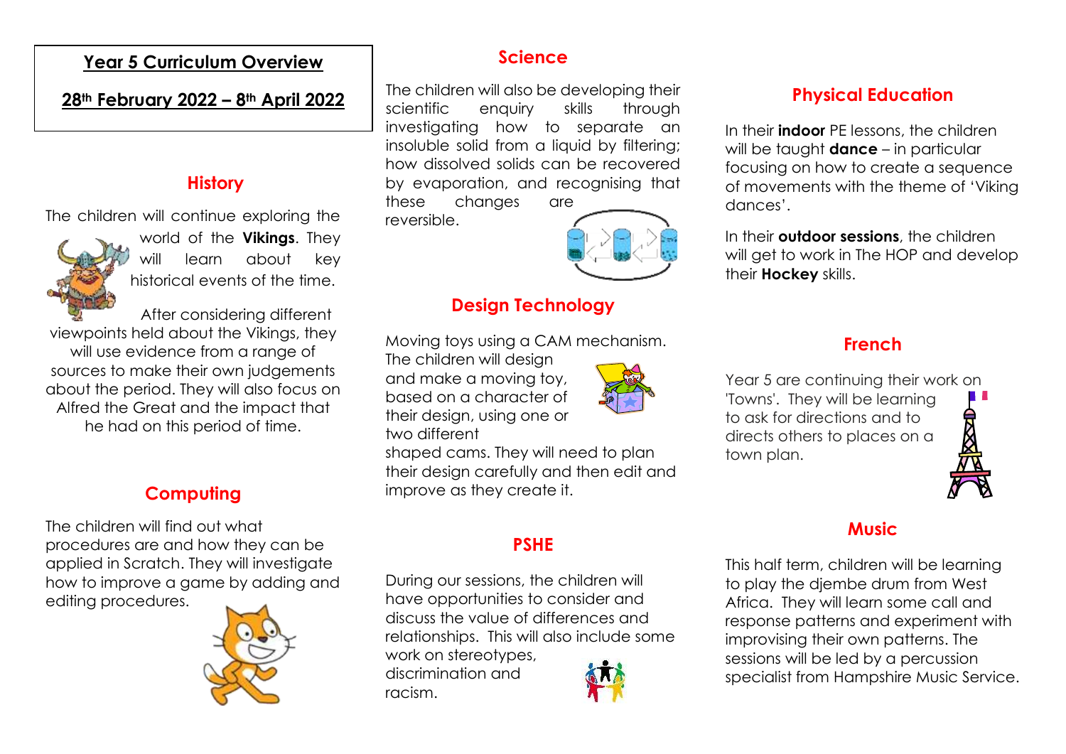# Year 5 Curriculum Overview

**28th February 2022 – 8th April 2022**

## History

The children will continue exploring the world of the **Vikings**. They will learn about key historical events of the time.

After considering different viewpoints held about the Vikings, they will use evidence from a range of sources to make their own judgements about the period. They will also focus on Alfred the Great and the impact that he had on this period of time.

## Computing

The children will find out what procedures are and how they can be applied in Scratch. They will investigate how to improve a game by adding and editing procedures.

## Science

The children will also be developing their scientific enquiry skills through investigating how to separate an insoluble solid from a liquid by filtering; how dissolved solids can be recovered by evaporation, and recognising that these changes are reversible.

## Design Technology

Moving toys using a CAM mechanism. The children will design and make a moving toy, based on a character of their design, using one or two different shaped cams. They will need to plan their design carefully and then edit and improve as they create it.

## PSHE

During our sessions, the children will have opportunities to consider and discuss the value of differences and relationships. This will also include some work on stereotypes, discrimination and racism.

## Physical Education

In their **indoor** PE lessons, the children will be taught **dance** – in particular focusing on how to create a sequence of movements with the theme of 'Viking dances'.

In their **outdoor sessions**, the children will get to work in The HOP and develop their **Hockey** skills.

## French

Year 5 are continuing their work on 'Towns'. They will be learning to ask for directions and to directs others to places on a town plan.

## Music

This half term, children will be learning to play the djembe drum from West Africa. They will learn some call and response patterns and experiment with improvising their own patterns. The sessions will be led by a percussion specialist from Hampshire Music Service.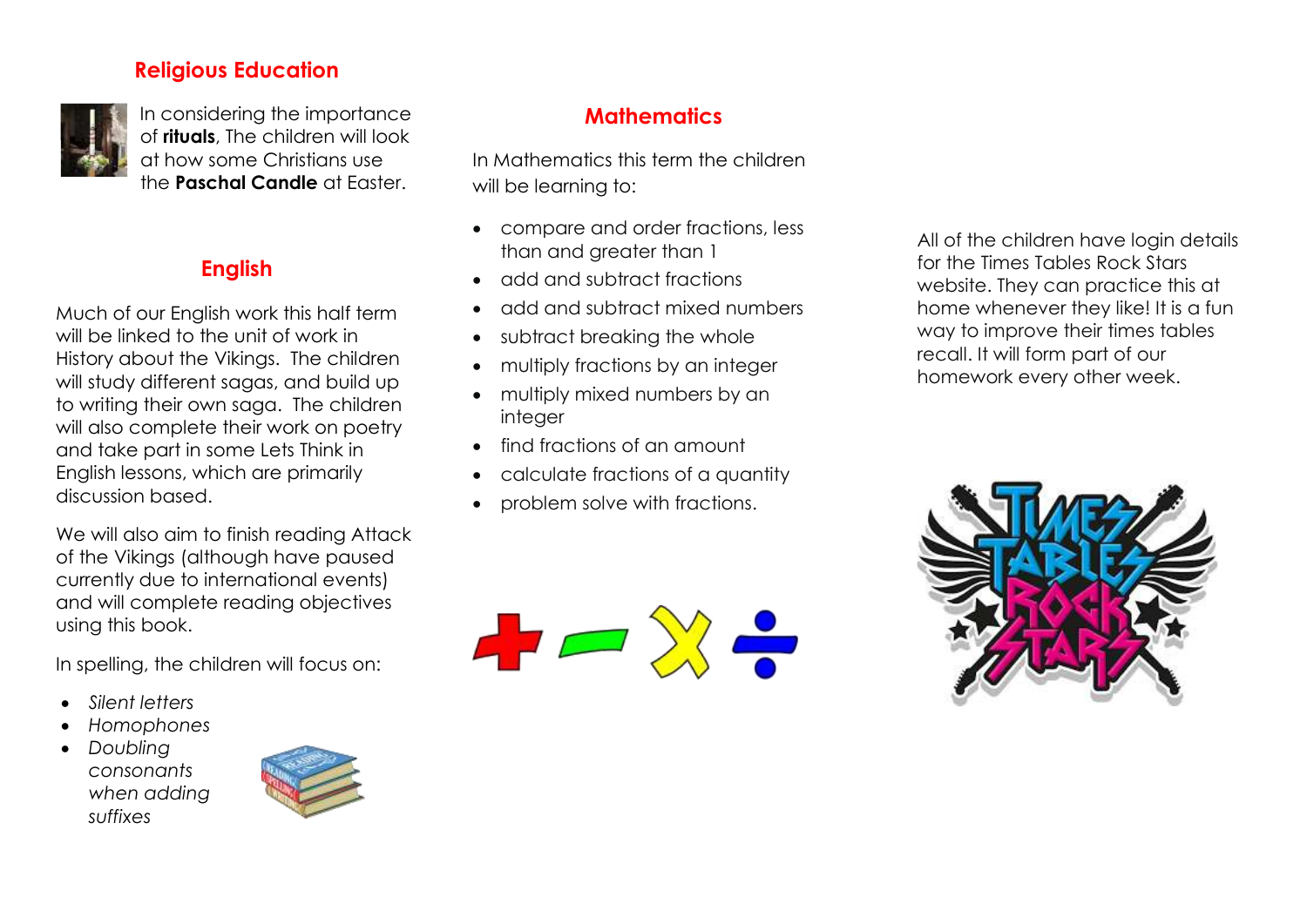## Religious Education

In considering the importance of **rituals**, The children will look at how some Christians use the **Paschal Candle** at Easter.

## English

Much of our English work this half term will be linked to the unit of work in History about the Vikings. The children will study different sagas, and build up to writing their own saga. The children will also complete their work on poetry and take part in some Lets Think in English lessons, which are primarily discussion based.

We will also aim to finish reading Attack of the Vikings (although have paused currently due to international events) and will complete reading objectives using this book.

In spelling, the children will focus on:

- *Silent letters*
- *Homophones*
- *Doubling consonants when adding suffixes*

## Mathematics

In Mathematics this term the children will be learning to:

- compare and order fractions, less than and greater than 1
- add and subtract fractions
- add and subtract mixed numbers
- subtract breaking the whole
- multiply fractions by an integer
- multiply mixed numbers by an integer
- find fractions of an amount
- calculate fractions of a quantity
- problem solve with fractions.

All of the children have login details for the Times Tables Rock Stars website. They can practice this at home whenever they like! It is a fun way to improve their times tables recall. It will form part of our homework every other week.